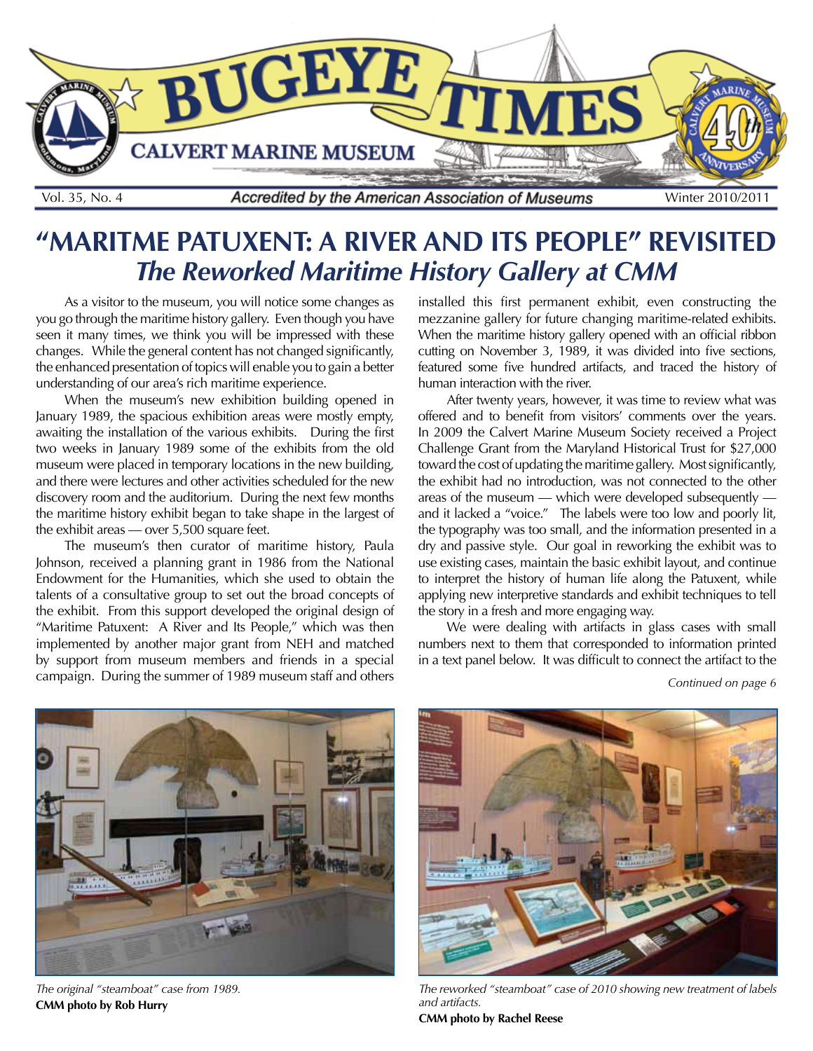# BUGEYE TIMES

CALVERT MARINE MUSEUM

Vol. 35, No. 4 — *Accredited by the American Association of Museums* — Winter 2010/2011

# "MARITME PATUXENT: A RIVER AND ITS PEOPLE" REVISITED

## *The Reworked Maritime History Gallery at CMM*

As a visitor to the museum, you will notice some changes as you go through the maritime history gallery. Even though you have seen it many times, we think you will be impressed with these changes. While the general content has not changed significantly, the enhanced presentation of topics will enable you to gain a better understanding of our area's rich maritime experience.

When the museum's new exhibition building opened in January 1989, the spacious exhibition areas were mostly empty, awaiting the installation of the various exhibits. During the first two weeks in January 1989 some of the exhibits from the old museum were placed in temporary locations in the new building, and there were lectures and other activities scheduled for the new discovery room and the auditorium. During the next few months the maritime history exhibit began to take shape in the largest of the exhibit areas — over 5,500 square feet.

The museum's then curator of maritime history, Paula Johnson, received a planning grant in 1986 from the National Endowment for the Humanities, which she used to obtain the talents of a consultative group to set out the broad concepts of the exhibit. From this support developed the original design of "Maritime Patuxent: A River and Its People," which was then implemented by another major grant from NEH and matched by support from museum members and friends in a special campaign. During the summer of 1989 museum staff and others installed this first permanent exhibit, even constructing the mezzanine gallery for future changing maritime-related exhibits. When the maritime history gallery opened with an official ribbon cutting on November 3, 1989, it was divided into five sections, featured some five hundred artifacts, and traced the history of human interaction with the river.

After twenty years, however, it was time to review what was offered and to benefit from visitors' comments over the years. In 2009 the Calvert Marine Museum Society received a Project Challenge Grant from the Maryland Historical Trust for $27,000 toward the cost of updating the maritime gallery. Most significantly, the exhibit had no introduction, was not connected to the other areas of the museum — which were developed subsequently — and it lacked a "voice." The labels were too low and poorly lit, the typography was too small, and the information presented in a dry and passive style. Our goal in reworking the exhibit was to use existing cases, maintain the basic exhibit layout, and continue to interpret the history of human life along the Patuxent, while applying new interpretive standards and exhibit techniques to tell the story in a fresh and more engaging way.

We were dealing with artifacts in glass cases with small numbers next to them that corresponded to information printed in a text panel below. It was difficult to connect the artifact to the

*Continued on page 6*

*The original "steamboat" case from 1989.*
**CMM photo by Rob Hurry**

*The reworked "steamboat" case of 2010 showing new treatment of labels and artifacts.*
**CMM photo by Rachel Reese**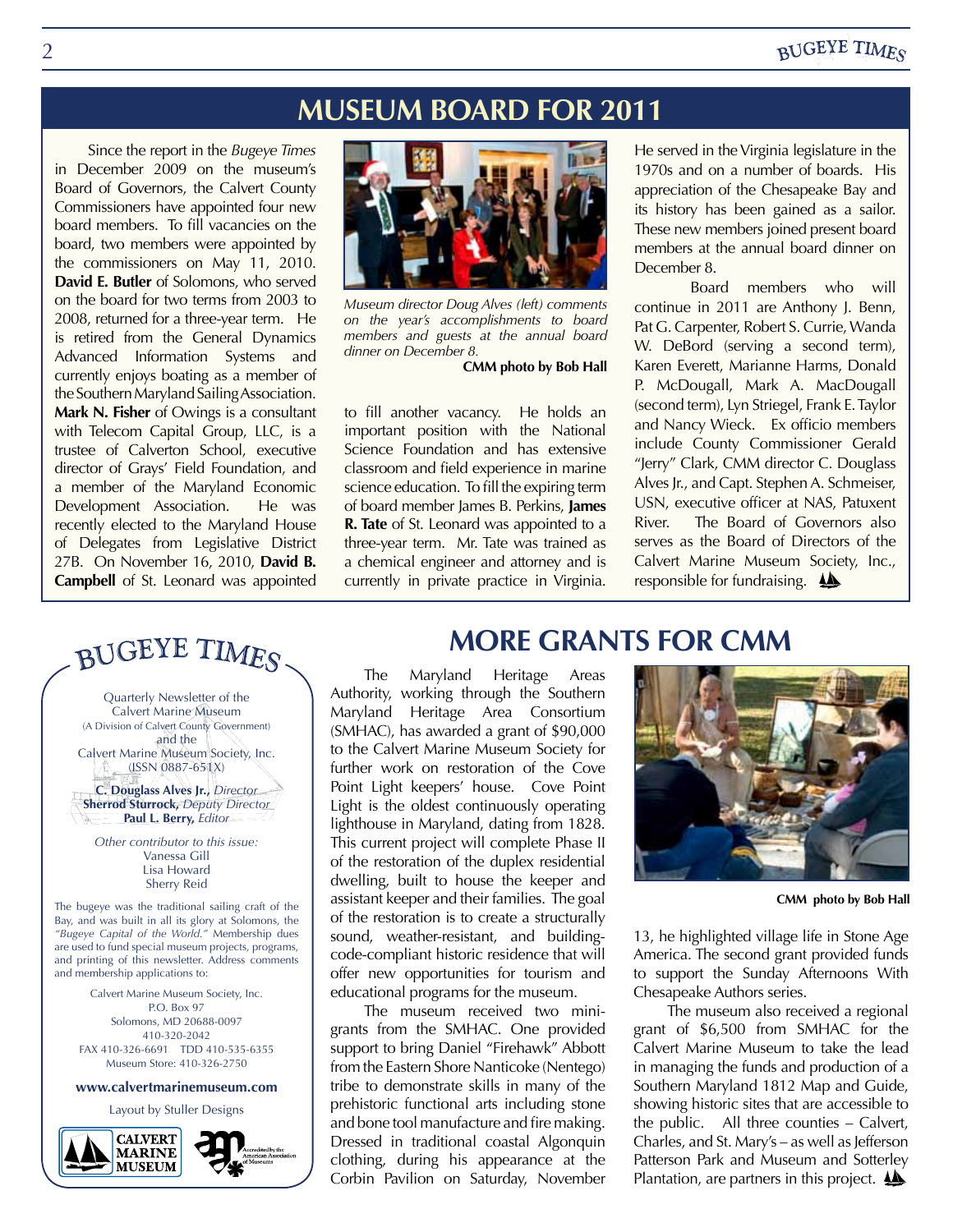## MUSEUM BOARD FOR 2011

Since the report in the *Bugeye Times* in December 2009 on the museum's Board of Governors, the Calvert County Commissioners have appointed four new board members. To fill vacancies on the board, two members were appointed by the commissioners on May 11, 2010. **David E. Butler** of Solomons, who served on the board for two terms from 2003 to 2008, returned for a three-year term. He is retired from the General Dynamics Advanced Information Systems and currently enjoys boating as a member of the Southern Maryland Sailing Association. **Mark N. Fisher** of Owings is a consultant with Telecom Capital Group, LLC, is a trustee of Calverton School, executive director of Grays' Field Foundation, and a member of the Maryland Economic Development Association. He was recently elected to the Maryland House of Delegates from Legislative District 27B. On November 16, 2010, **David B. Campbell** of St. Leonard was appointed to fill another vacancy. He holds an important position with the National Science Foundation and has extensive classroom and field experience in marine science education. To fill the expiring term of board member James B. Perkins, **James R. Tate** of St. Leonard was appointed to a three-year term. Mr. Tate was trained as a chemical engineer and attorney and is currently in private practice in Virginia. He served in the Virginia legislature in the 1970s and on a number of boards. His appreciation of the Chesapeake Bay and its history has been gained as a sailor. These new members joined present board members at the annual board dinner on December 8.

*Museum director Doug Alves (left) comments on the year's accomplishments to board members and guests at the annual board dinner on December 8.*

**CMM photo by Bob Hall**

Board members who will continue in 2011 are Anthony J. Benn, Pat G. Carpenter, Robert S. Currie, Wanda W. DeBord (serving a second term), Karen Everett, Marianne Harms, Donald P. McDougall, Mark A. MacDougall (second term), Lyn Striegel, Frank E. Taylor and Nancy Wieck. Ex officio members include County Commissioner Gerald "Jerry" Clark, CMM director C. Douglass Alves Jr., and Capt. Stephen A. Schmeiser, USN, executive officer at NAS, Patuxent River. The Board of Governors also serves as the Board of Directors of the Calvert Marine Museum Society, Inc., responsible for fundraising.

## BUGEYE TIMES

Quarterly Newsletter of the Calvert Marine Museum
(A Division of Calvert County Government)
and the
Calvert Marine Museum Society, Inc.
(ISSN 0887-651X)

**C. Douglass Alves Jr.**, *Director*
**Sherrod Sturrock**, *Deputy Director*
**Paul L. Berry**, *Editor*

*Other contributor to this issue:*
Vanessa Gill
Lisa Howard
Sherry Reid

The bugeye was the traditional sailing craft of the Bay, and was built in all its glory at Solomons, the *"Bugeye Capital of the World."* Membership dues are used to fund special museum projects, programs, and printing of this newsletter. Address comments and membership applications to:

Calvert Marine Museum Society, Inc.
P.O. Box 97
Solomons, MD 20688-0097
410-320-2042
FAX 410-326-6691 TDD 410-535-6355
Museum Store: 410-326-2750

**www.calvertmarinemuseum.com**

Layout by Stuller Designs

## MORE GRANTS FOR CMM

The Maryland Heritage Areas Authority, working through the Southern Maryland Heritage Area Consortium (SMHAC), has awarded a grant of $90,000 to the Calvert Marine Museum Society for further work on restoration of the Cove Point Light keepers' house. Cove Point Light is the oldest continuously operating lighthouse in Maryland, dating from 1828. This current project will complete Phase II of the restoration of the duplex residential dwelling, built to house the keeper and assistant keeper and their families. The goal of the restoration is to create a structurally sound, weather-resistant, and building-code-compliant historic residence that will offer new opportunities for tourism and educational programs for the museum.

The museum received two mini-grants from the SMHAC. One provided support to bring Daniel "Firehawk" Abbott from the Eastern Shore Nanticoke (Nentego) tribe to demonstrate skills in many of the prehistoric functional arts including stone and bone tool manufacture and fire making. Dressed in traditional coastal Algonquin clothing, during his appearance at the Corbin Pavilion on Saturday, November 13, he highlighted village life in Stone Age America. The second grant provided funds to support the Sunday Afternoons With Chesapeake Authors series.

**CMM photo by Bob Hall**

The museum also received a regional grant of $6,500 from SMHAC for the Calvert Marine Museum to take the lead in managing the funds and production of a Southern Maryland 1812 Map and Guide, showing historic sites that are accessible to the public. All three counties – Calvert, Charles, and St. Mary's – as well as Jefferson Patterson Park and Museum and Sotterley Plantation, are partners in this project.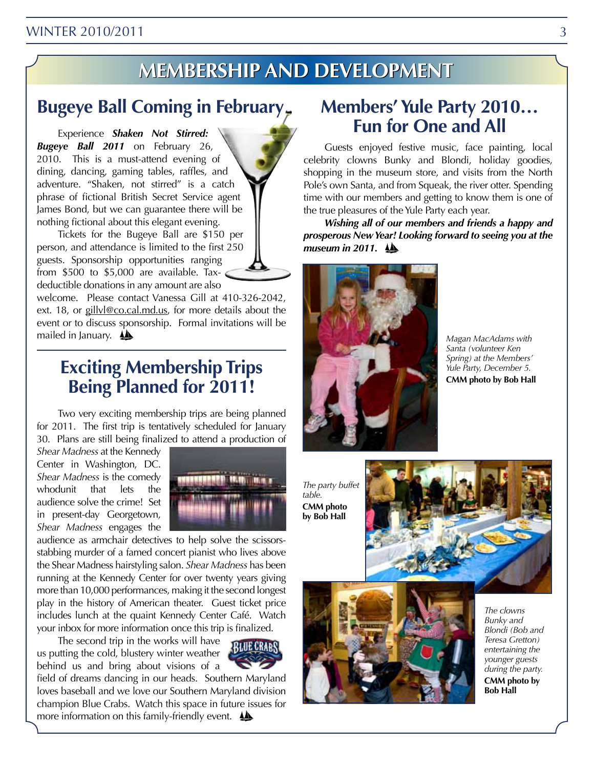# MEMBERSHIP AND DEVELOPMENT

## Bugeye Ball Coming in February

Experience ***Shaken Not Stirred: Bugeye Ball 2011*** on February 26, 2010. This is a must-attend evening of dining, dancing, gaming tables, raffles, and adventure. "Shaken, not stirred" is a catch phrase of fictional British Secret Service agent James Bond, but we can guarantee there will be nothing fictional about this elegant evening.

Tickets for the Bugeye Ball are $150 per person, and attendance is limited to the first 250 guests. Sponsorship opportunities ranging from $500 to $5,000 are available. Tax-deductible donations in any amount are also welcome. Please contact Vanessa Gill at 410-326-2042, ext. 18, or gillvl@co.cal.md.us, for more details about the event or to discuss sponsorship. Formal invitations will be mailed in January.

## Exciting Membership Trips Being Planned for 2011!

Two very exciting membership trips are being planned for 2011. The first trip is tentatively scheduled for January 30. Plans are still being finalized to attend a production of *Shear Madness* at the Kennedy Center in Washington, DC. *Shear Madness* is the comedy whodunit that lets the audience solve the crime! Set in present-day Georgetown, *Shear Madness* engages the audience as armchair detectives to help solve the scissors-stabbing murder of a famed concert pianist who lives above the Shear Madness hairstyling salon. *Shear Madness* has been running at the Kennedy Center for over twenty years giving more than 10,000 performances, making it the second longest play in the history of American theater. Guest ticket price includes lunch at the quaint Kennedy Center Café. Watch your inbox for more information once this trip is finalized.

The second trip in the works will have us putting the cold, blustery winter weather behind us and bring about visions of a field of dreams dancing in our heads. Southern Maryland loves baseball and we love our Southern Maryland division champion Blue Crabs. Watch this space in future issues for more information on this family-friendly event.

## Members' Yule Party 2010… Fun for One and All

Guests enjoyed festive music, face painting, local celebrity clowns Bunky and Blondi, holiday goodies, shopping in the museum store, and visits from the North Pole's own Santa, and from Squeak, the river otter. Spending time with our members and getting to know them is one of the true pleasures of the Yule Party each year.

***Wishing all of our members and friends a happy and prosperous New Year! Looking forward to seeing you at the museum in 2011.***

*Magan MacAdams with Santa (volunteer Ken Spring) at the Members' Yule Party, December 5.*
**CMM photo by Bob Hall**

*The party buffet table.*
**CMM photo by Bob Hall**

*The clowns Bunky and Blondi (Bob and Teresa Gretton) entertaining the younger guests during the party.*
**CMM photo by Bob Hall**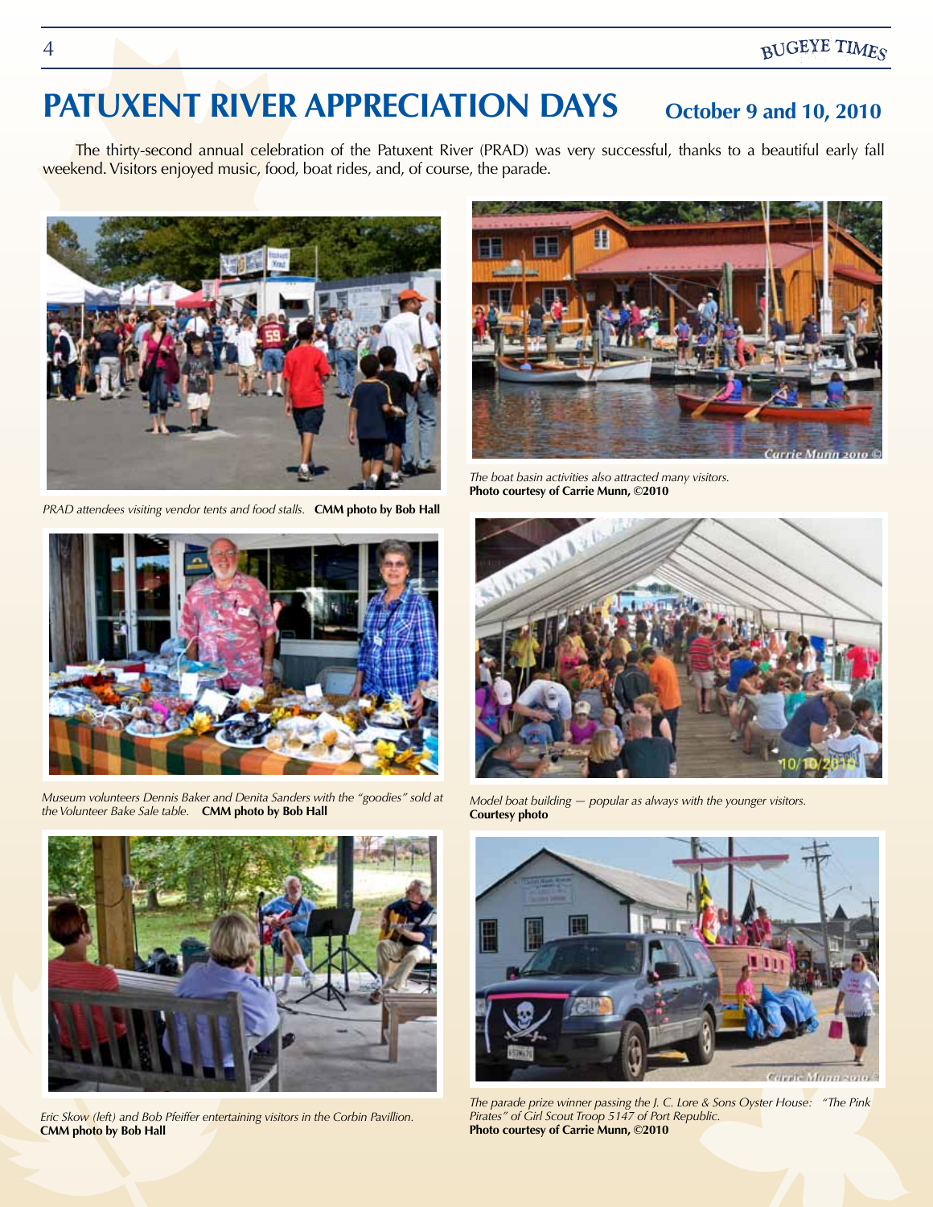# PATUXENT RIVER APPRECIATION DAYS

**October 9 and 10, 2010**

The thirty-second annual celebration of the Patuxent River (PRAD) was very successful, thanks to a beautiful early fall weekend. Visitors enjoyed music, food, boat rides, and, of course, the parade.

*PRAD attendees visiting vendor tents and food stalls.* **CMM photo by Bob Hall**

*Museum volunteers Dennis Baker and Denita Sanders with the "goodies" sold at the Volunteer Bake Sale table.* **CMM photo by Bob Hall**

*Eric Skow (left) and Bob Pfeiffer entertaining visitors in the Corbin Pavillion.* **CMM photo by Bob Hall**

*The boat basin activities also attracted many visitors.* **Photo courtesy of Carrie Munn, ©2010**

*Model boat building — popular as always with the younger visitors.* **Courtesy photo**

*The parade prize winner passing the J. C. Lore & Sons Oyster House: "The Pink Pirates" of Girl Scout Troop 5147 of Port Republic.* **Photo courtesy of Carrie Munn, ©2010**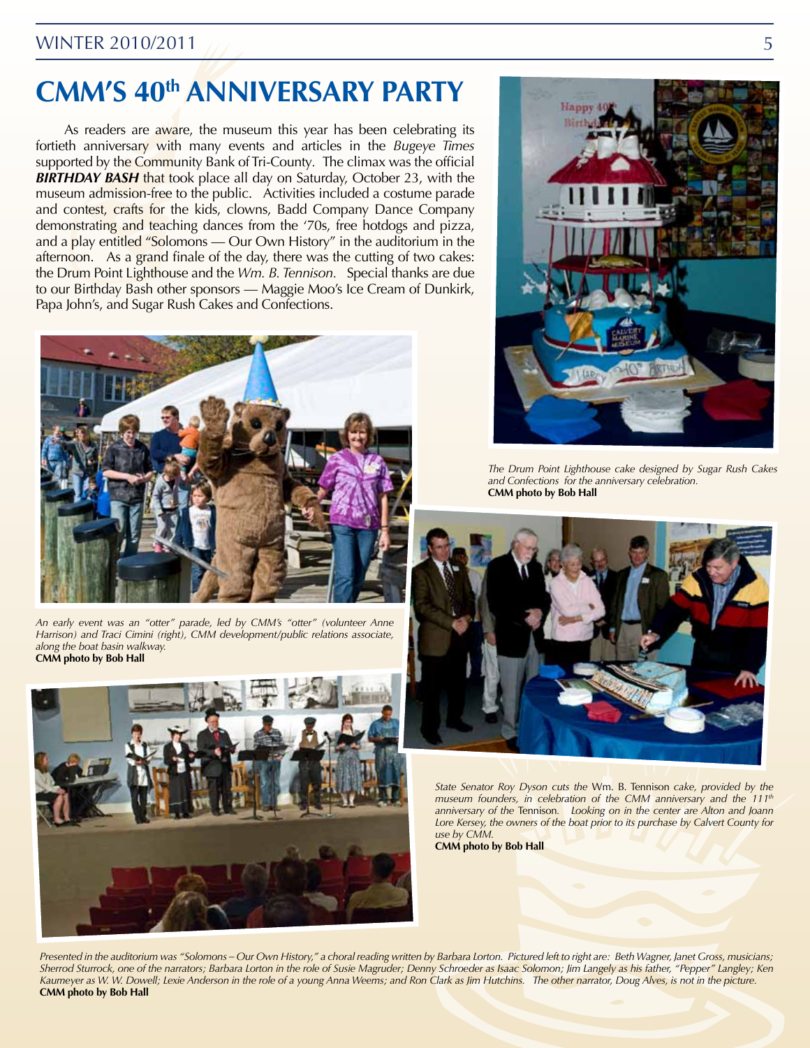# CMM'S 40th ANNIVERSARY PARTY

As readers are aware, the museum this year has been celebrating its fortieth anniversary with many events and articles in the *Bugeye Times* supported by the Community Bank of Tri-County. The climax was the official ***BIRTHDAY BASH*** that took place all day on Saturday, October 23, with the museum admission-free to the public. Activities included a costume parade and contest, crafts for the kids, clowns, Badd Company Dance Company demonstrating and teaching dances from the '70s, free hotdogs and pizza, and a play entitled "Solomons — Our Own History" in the auditorium in the afternoon. As a grand finale of the day, there was the cutting of two cakes: the Drum Point Lighthouse and the *Wm. B. Tennison*. Special thanks are due to our Birthday Bash other sponsors — Maggie Moo's Ice Cream of Dunkirk, Papa John's, and Sugar Rush Cakes and Confections.

*The Drum Point Lighthouse cake designed by Sugar Rush Cakes and Confections for the anniversary celebration.*
**CMM photo by Bob Hall**

*An early event was an "otter" parade, led by CMM's "otter" (volunteer Anne Harrison) and Traci Cimini (right), CMM development/public relations associate, along the boat basin walkway.*
**CMM photo by Bob Hall**

*State Senator Roy Dyson cuts the* Wm. B. Tennison *cake, provided by the museum founders, in celebration of the CMM anniversary and the 111th anniversary of the* Tennison. *Looking on in the center are Alton and Joann Lore Kersey, the owners of the boat prior to its purchase by Calvert County for use by CMM.*
**CMM photo by Bob Hall**

*Presented in the auditorium was "Solomons – Our Own History," a choral reading written by Barbara Lorton. Pictured left to right are: Beth Wagner, Janet Gross, musicians; Sherrod Sturrock, one of the narrators; Barbara Lorton in the role of Susie Magruder; Denny Schroeder as Isaac Solomon; Jim Langely as his father, "Pepper" Langley; Ken Kaumeyer as W. W. Dowell; Lexie Anderson in the role of a young Anna Weems; and Ron Clark as Jim Hutchins. The other narrator, Doug Alves, is not in the picture.*
**CMM photo by Bob Hall**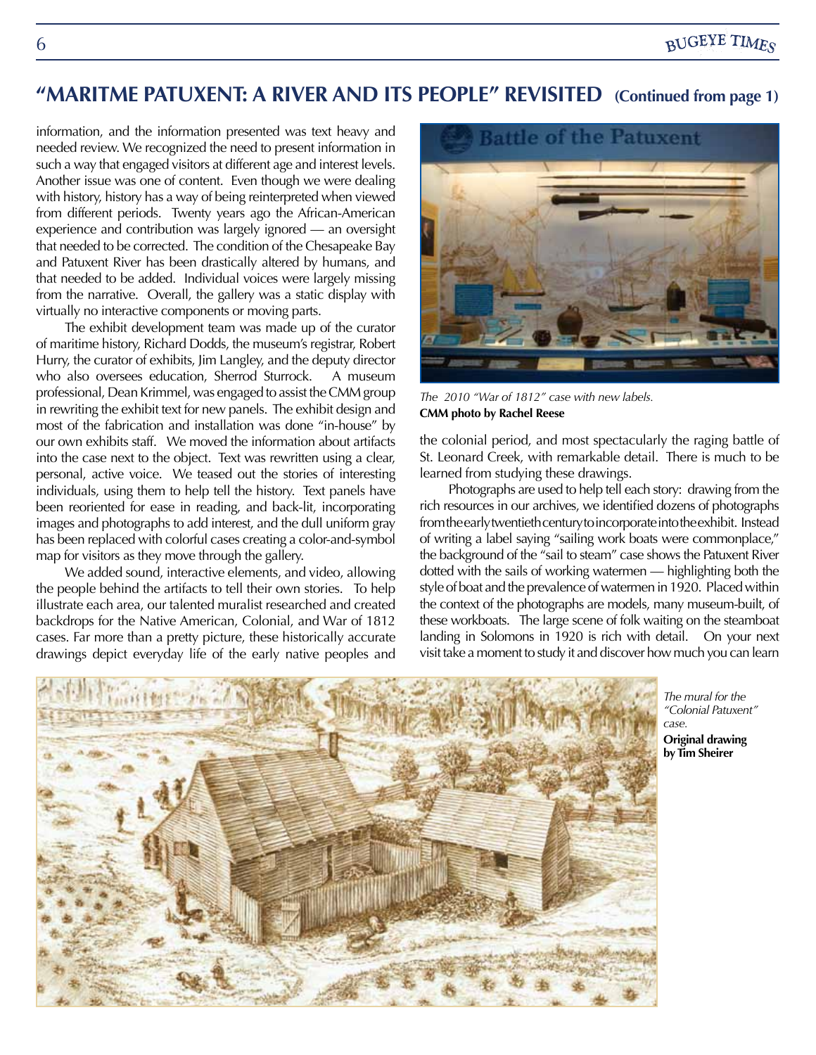## "MARITME PATUXENT: A RIVER AND ITS PEOPLE" REVISITED (Continued from page 1)

information, and the information presented was text heavy and needed review. We recognized the need to present information in such a way that engaged visitors at different age and interest levels. Another issue was one of content. Even though we were dealing with history, history has a way of being reinterpreted when viewed from different periods. Twenty years ago the African-American experience and contribution was largely ignored — an oversight that needed to be corrected. The condition of the Chesapeake Bay and Patuxent River has been drastically altered by humans, and that needed to be added. Individual voices were largely missing from the narrative. Overall, the gallery was a static display with virtually no interactive components or moving parts.

The exhibit development team was made up of the curator of maritime history, Richard Dodds, the museum's registrar, Robert Hurry, the curator of exhibits, Jim Langley, and the deputy director who also oversees education, Sherrod Sturrock. A museum professional, Dean Krimmel, was engaged to assist the CMM group in rewriting the exhibit text for new panels. The exhibit design and most of the fabrication and installation was done "in-house" by our own exhibits staff. We moved the information about artifacts into the case next to the object. Text was rewritten using a clear, personal, active voice. We teased out the stories of interesting individuals, using them to help tell the history. Text panels have been reoriented for ease in reading, and back-lit, incorporating images and photographs to add interest, and the dull uniform gray has been replaced with colorful cases creating a color-and-symbol map for visitors as they move through the gallery.

We added sound, interactive elements, and video, allowing the people behind the artifacts to tell their own stories. To help illustrate each area, our talented muralist researched and created backdrops for the Native American, Colonial, and War of 1812 cases. Far more than a pretty picture, these historically accurate drawings depict everyday life of the early native peoples and the colonial period, and most spectacularly the raging battle of St. Leonard Creek, with remarkable detail. There is much to be learned from studying these drawings.

*The 2010 "War of 1812" case with new labels.*
**CMM photo by Rachel Reese**

Photographs are used to help tell each story: drawing from the rich resources in our archives, we identified dozens of photographs from the early twentieth century to incorporate into the exhibit. Instead of writing a label saying "sailing work boats were commonplace," the background of the "sail to steam" case shows the Patuxent River dotted with the sails of working watermen — highlighting both the style of boat and the prevalence of watermen in 1920. Placed within the context of the photographs are models, many museum-built, of these workboats. The large scene of folk waiting on the steamboat landing in Solomons in 1920 is rich with detail. On your next visit take a moment to study it and discover how much you can learn

*The mural for the "Colonial Patuxent" case.*
**Original drawing by Tim Sheirer**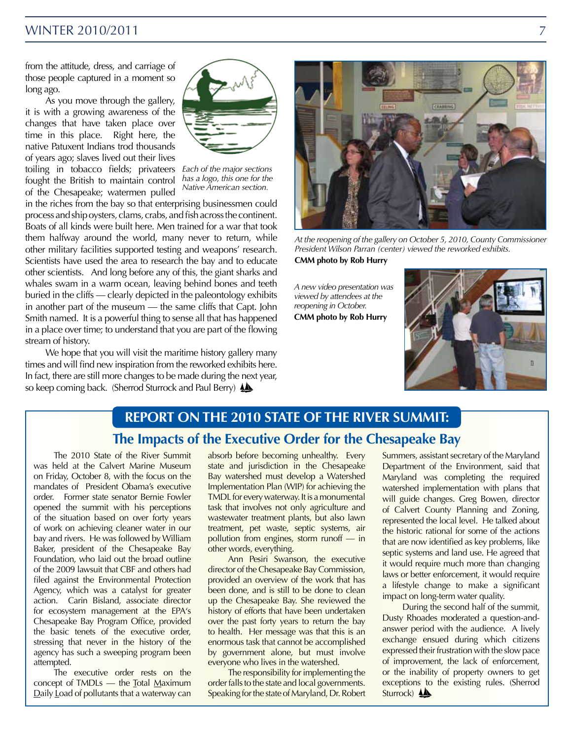from the attitude, dress, and carriage of those people captured in a moment so long ago.

As you move through the gallery, it is with a growing awareness of the changes that have taken place over time in this place. Right here, the native Patuxent Indians trod thousands of years ago; slaves lived out their lives toiling in tobacco fields; privateers fought the British to maintain control of the Chesapeake; watermen pulled in the riches from the bay so that enterprising businessmen could process and ship oysters, clams, crabs, and fish across the continent. Boats of all kinds were built here. Men trained for a war that took them halfway around the world, many never to return, while other military facilities supported testing and weapons' research. Scientists have used the area to research the bay and to educate other scientists. And long before any of this, the giant sharks and whales swam in a warm ocean, leaving behind bones and teeth buried in the cliffs — clearly depicted in the paleontology exhibits in another part of the museum — the same cliffs that Capt. John Smith named. It is a powerful thing to sense all that has happened in a place over time; to understand that you are part of the flowing stream of history.

*Each of the major sections has a logo, this one for the Native American section.*

We hope that you will visit the maritime history gallery many times and will find new inspiration from the reworked exhibits here. In fact, there are still more changes to be made during the next year, so keep coming back. (Sherrod Sturrock and Paul Berry)

*At the reopening of the gallery on October 5, 2010, County Commissioner President Wilson Parran (center) viewed the reworked exhibits.*
**CMM photo by Rob Hurry**

*A new video presentation was viewed by attendees at the reopening in October.*
**CMM photo by Rob Hurry**

## REPORT ON THE 2010 STATE OF THE RIVER SUMMIT:

### The Impacts of the Executive Order for the Chesapeake Bay

The 2010 State of the River Summit was held at the Calvert Marine Museum on Friday, October 8, with the focus on the mandates of President Obama's executive order. Former state senator Bernie Fowler opened the summit with his perceptions of the situation based on over forty years of work on achieving cleaner water in our bay and rivers. He was followed by William Baker, president of the Chesapeake Bay Foundation, who laid out the broad outline of the 2009 lawsuit that CBF and others had filed against the Environmental Protection Agency, which was a catalyst for greater action. Carin Bisland, associate director for ecosystem management at the EPA's Chesapeake Bay Program Office, provided the basic tenets of the executive order, stressing that never in the history of the agency has such a sweeping program been attempted.

The executive order rests on the concept of TMDLs — the Total Maximum Daily Load of pollutants that a waterway can absorb before becoming unhealthy. Every state and jurisdiction in the Chesapeake Bay watershed must develop a Watershed Implementation Plan (WIP) for achieving the TMDL for every waterway. It is a monumental task that involves not only agriculture and wastewater treatment plants, but also lawn treatment, pet waste, septic systems, air pollution from engines, storm runoff — in other words, everything.

Ann Pesiri Swanson, the executive director of the Chesapeake Bay Commission, provided an overview of the work that has been done, and is still to be done to clean up the Chesapeake Bay. She reviewed the history of efforts that have been undertaken over the past forty years to return the bay to health. Her message was that this is an enormous task that cannot be accomplished by government alone, but must involve everyone who lives in the watershed.

The responsibility for implementing the order falls to the state and local governments. Speaking for the state of Maryland, Dr. Robert Summers, assistant secretary of the Maryland Department of the Environment, said that Maryland was completing the required watershed implementation with plans that will guide changes. Greg Bowen, director of Calvert County Planning and Zoning, represented the local level. He talked about the historic rational for some of the actions that are now identified as key problems, like septic systems and land use. He agreed that it would require much more than changing laws or better enforcement, it would require a lifestyle change to make a significant impact on long-term water quality.

During the second half of the summit, Dusty Rhoades moderated a question-and-answer period with the audience. A lively exchange ensued during which citizens expressed their frustration with the slow pace of improvement, the lack of enforcement, or the inability of property owners to get exceptions to the existing rules. (Sherrod Sturrock)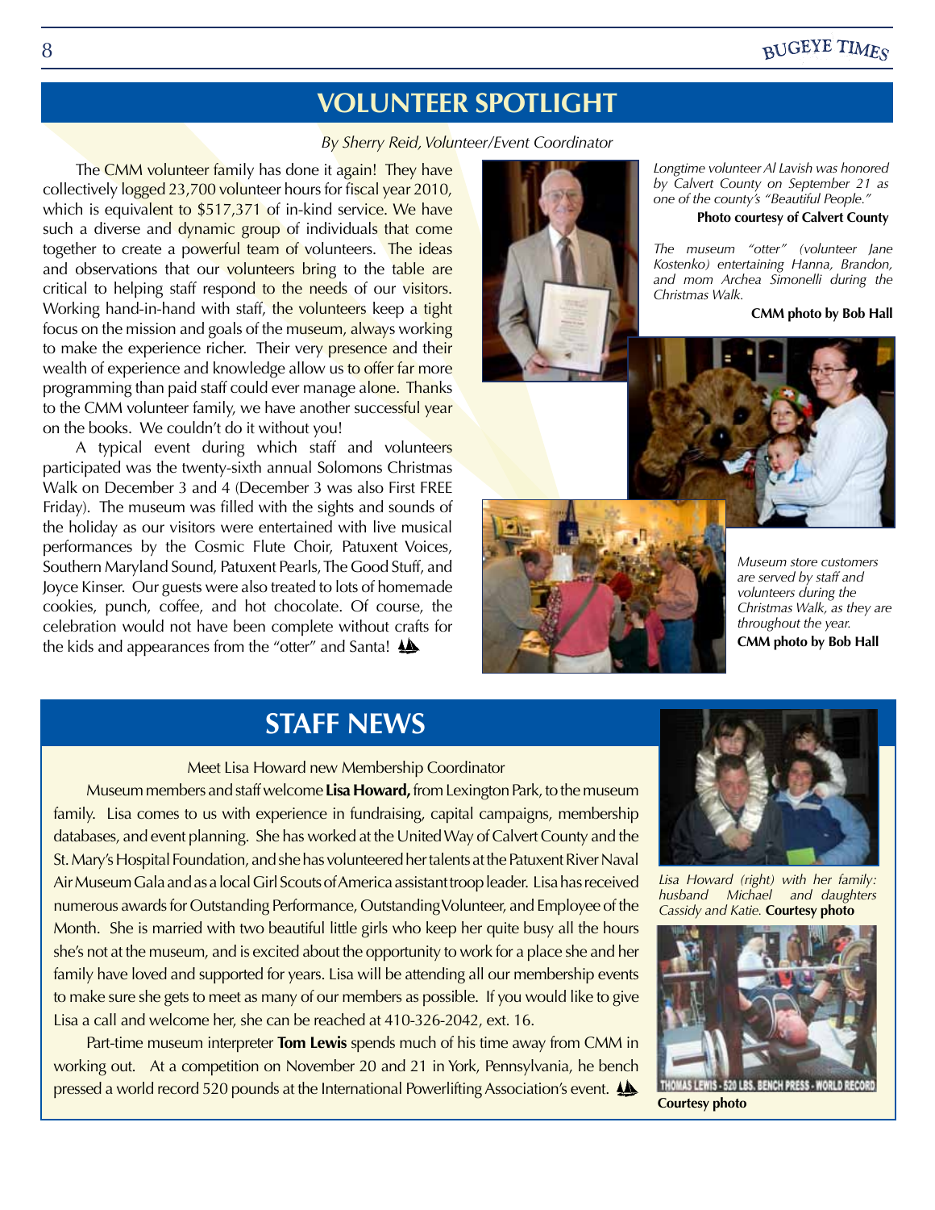## VOLUNTEER SPOTLIGHT

*By Sherry Reid, Volunteer/Event Coordinator*

The CMM volunteer family has done it again! They have collectively logged 23,700 volunteer hours for fiscal year 2010, which is equivalent to $517,371 of in-kind service. We have such a diverse and dynamic group of individuals that come together to create a powerful team of volunteers. The ideas and observations that our volunteers bring to the table are critical to helping staff respond to the needs of our visitors. Working hand-in-hand with staff, the volunteers keep a tight focus on the mission and goals of the museum, always working to make the experience richer. Their very presence and their wealth of experience and knowledge allow us to offer far more programming than paid staff could ever manage alone. Thanks to the CMM volunteer family, we have another successful year on the books. We couldn't do it without you!

A typical event during which staff and volunteers participated was the twenty-sixth annual Solomons Christmas Walk on December 3 and 4 (December 3 was also First FREE Friday). The museum was filled with the sights and sounds of the holiday as our visitors were entertained with live musical performances by the Cosmic Flute Choir, Patuxent Voices, Southern Maryland Sound, Patuxent Pearls, The Good Stuff, and Joyce Kinser. Our guests were also treated to lots of homemade cookies, punch, coffee, and hot chocolate. Of course, the celebration would not have been complete without crafts for the kids and appearances from the "otter" and Santa!

*Longtime volunteer Al Lavish was honored by Calvert County on September 21 as one of the county's "Beautiful People."*
**Photo courtesy of Calvert County**

*The museum "otter" (volunteer Jane Kostenko) entertaining Hanna, Brandon, and mom Archea Simonelli during the Christmas Walk.*
**CMM photo by Bob Hall**

*Museum store customers are served by staff and volunteers during the Christmas Walk, as they are throughout the year.*
**CMM photo by Bob Hall**

## STAFF NEWS

Meet Lisa Howard new Membership Coordinator

Museum members and staff welcome **Lisa Howard,** from Lexington Park, to the museum family. Lisa comes to us with experience in fundraising, capital campaigns, membership databases, and event planning. She has worked at the United Way of Calvert County and the St. Mary's Hospital Foundation, and she has volunteered her talents at the Patuxent River Naval Air Museum Gala and as a local Girl Scouts of America assistant troop leader. Lisa has received numerous awards for Outstanding Performance, Outstanding Volunteer, and Employee of the Month. She is married with two beautiful little girls who keep her quite busy all the hours she's not at the museum, and is excited about the opportunity to work for a place she and her family have loved and supported for years. Lisa will be attending all our membership events to make sure she gets to meet as many of our members as possible. If you would like to give Lisa a call and welcome her, she can be reached at 410-326-2042, ext. 16.

Part-time museum interpreter **Tom Lewis** spends much of his time away from CMM in working out. At a competition on November 20 and 21 in York, Pennsylvania, he bench pressed a world record 520 pounds at the International Powerlifting Association's event.

*Lisa Howard (right) with her family: husband Michael and daughters Cassidy and Katie.* **Courtesy photo**

THOMAS LEWIS - 520 LBS. BENCH PRESS - WORLD RECORD
**Courtesy photo**